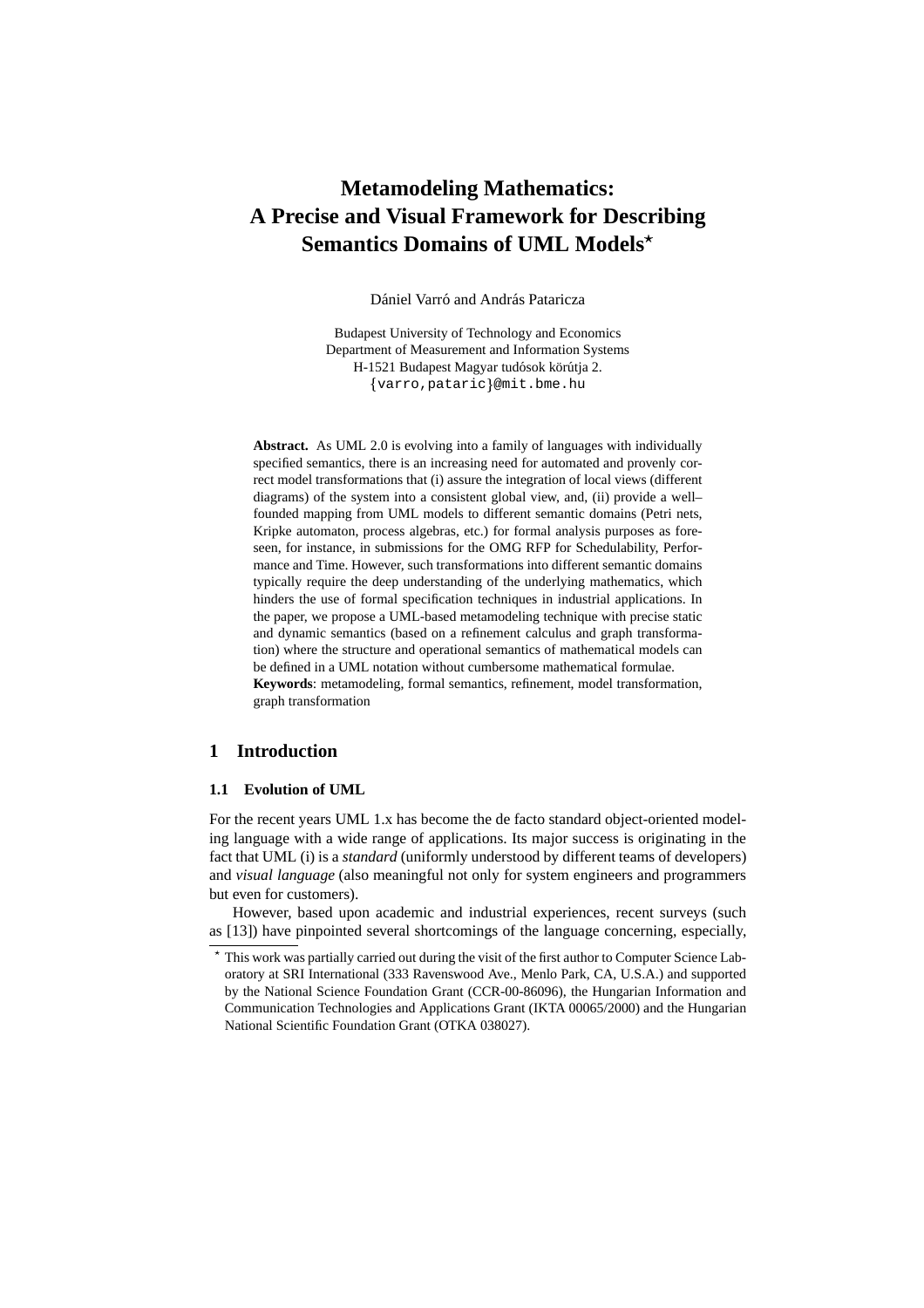# Metamodeling Mathematics: A Precise and Visual Framework for Describing Semantics Domains of UML Models*

Dániel Varró and András Pataricza

Budapest University of Technology and Economics
Department of Measurement and Information Systems
H-1521 Budapest Magyar tudósok körútja 2.
{varro,pataric}@mit.bme.hu

**Abstract.** As UML 2.0 is evolving into a family of languages with individually specified semantics, there is an increasing need for automated and provenly correct model transformations that (i) assure the integration of local views (different diagrams) of the system into a consistent global view, and, (ii) provide a well–founded mapping from UML models to different semantic domains (Petri nets, Kripke automaton, process algebras, etc.) for formal analysis purposes as foreseen, for instance, in submissions for the OMG RFP for Schedulability, Performance and Time. However, such transformations into different semantic domains typically require the deep understanding of the underlying mathematics, which hinders the use of formal specification techniques in industrial applications. In the paper, we propose a UML-based metamodeling technique with precise static and dynamic semantics (based on a refinement calculus and graph transformation) where the structure and operational semantics of mathematical models can be defined in a UML notation without cumbersome mathematical formulae.

**Keywords**: metamodeling, formal semantics, refinement, model transformation, graph transformation

## 1 Introduction

### 1.1 Evolution of UML

For the recent years UML 1.x has become the de facto standard object-oriented modeling language with a wide range of applications. Its major success is originating in the fact that UML (i) is a *standard* (uniformly understood by different teams of developers) and *visual language* (also meaningful not only for system engineers and programmers but even for customers).

However, based upon academic and industrial experiences, recent surveys (such as [13]) have pinpointed several shortcomings of the language concerning, especially,

* This work was partially carried out during the visit of the first author to Computer Science Laboratory at SRI International (333 Ravenswood Ave., Menlo Park, CA, U.S.A.) and supported by the National Science Foundation Grant (CCR-00-86096), the Hungarian Information and Communication Technologies and Applications Grant (IKTA 00065/2000) and the Hungarian National Scientific Foundation Grant (OTKA 038027).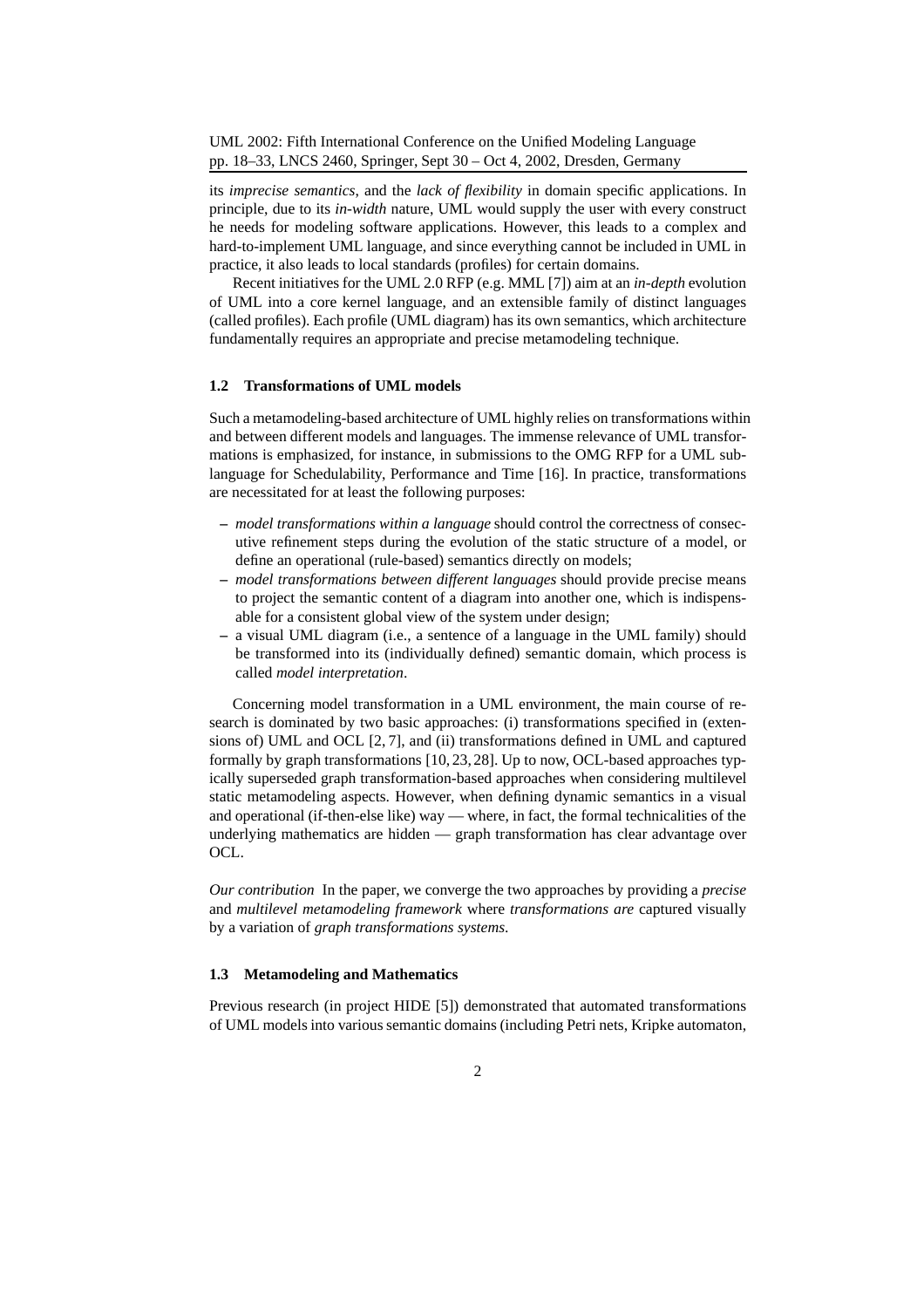its *imprecise semantics*, and the *lack of flexibility* in domain specific applications. In principle, due to its *in-width* nature, UML would supply the user with every construct he needs for modeling software applications. However, this leads to a complex and hard-to-implement UML language, and since everything cannot be included in UML in practice, it also leads to local standards (profiles) for certain domains.

Recent initiatives for the UML 2.0 RFP (e.g. MML [7]) aim at an *in-depth* evolution of UML into a core kernel language, and an extensible family of distinct languages (called profiles). Each profile (UML diagram) has its own semantics, which architecture fundamentally requires an appropriate and precise metamodeling technique.

### 1.2 Transformations of UML models

Such a metamodeling-based architecture of UML highly relies on transformations within and between different models and languages. The immense relevance of UML transformations is emphasized, for instance, in submissions to the OMG RFP for a UML sub-language for Schedulability, Performance and Time [16]. In practice, transformations are necessitated for at least the following purposes:

- *model transformations within a language* should control the correctness of consecutive refinement steps during the evolution of the static structure of a model, or define an operational (rule-based) semantics directly on models;
- *model transformations between different languages* should provide precise means to project the semantic content of a diagram into another one, which is indispensable for a consistent global view of the system under design;
- a visual UML diagram (i.e., a sentence of a language in the UML family) should be transformed into its (individually defined) semantic domain, which process is called *model interpretation*.

Concerning model transformation in a UML environment, the main course of research is dominated by two basic approaches: (i) transformations specified in (extensions of) UML and OCL [2, 7], and (ii) transformations defined in UML and captured formally by graph transformations [10, 23, 28]. Up to now, OCL-based approaches typically superseded graph transformation-based approaches when considering multilevel static metamodeling aspects. However, when defining dynamic semantics in a visual and operational (if-then-else like) way — where, in fact, the formal technicalities of the underlying mathematics are hidden — graph transformation has clear advantage over OCL.

*Our contribution* In the paper, we converge the two approaches by providing a *precise* and *multilevel metamodeling framework* where *transformations are* captured visually by a variation of *graph transformations systems*.

### 1.3 Metamodeling and Mathematics

Previous research (in project HIDE [5]) demonstrated that automated transformations of UML models into various semantic domains (including Petri nets, Kripke automaton,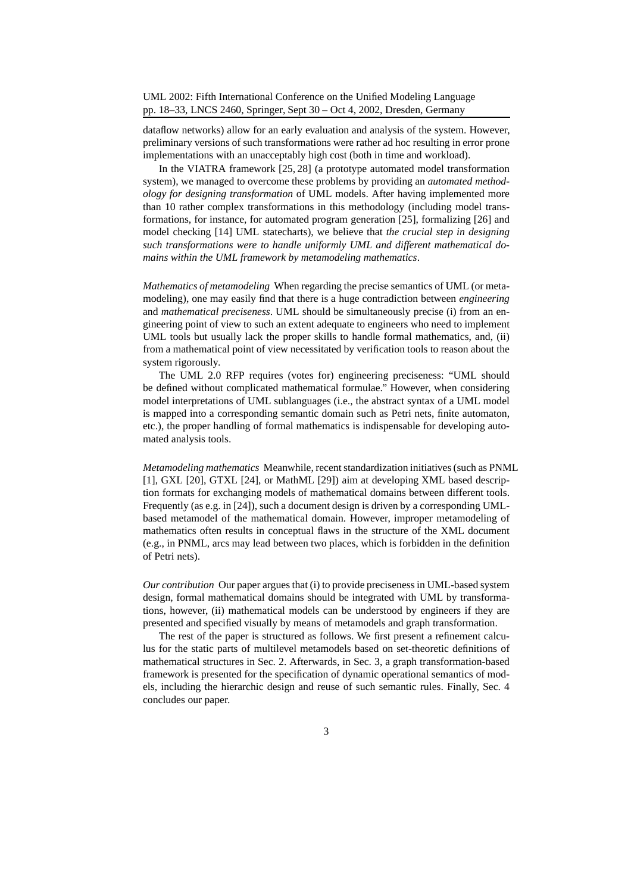dataflow networks) allow for an early evaluation and analysis of the system. However, preliminary versions of such transformations were rather ad hoc resulting in error prone implementations with an unacceptably high cost (both in time and workload).

In the VIATRA framework [25, 28] (a prototype automated model transformation system), we managed to overcome these problems by providing an *automated methodology for designing transformation* of UML models. After having implemented more than 10 rather complex transformations in this methodology (including model transformations, for instance, for automated program generation [25], formalizing [26] and model checking [14] UML statecharts), we believe that *the crucial step in designing such transformations were to handle uniformly UML and different mathematical domains within the UML framework by metamodeling mathematics*.

*Mathematics of metamodeling* When regarding the precise semantics of UML (or metamodeling), one may easily find that there is a huge contradiction between *engineering* and *mathematical preciseness*. UML should be simultaneously precise (i) from an engineering point of view to such an extent adequate to engineers who need to implement UML tools but usually lack the proper skills to handle formal mathematics, and, (ii) from a mathematical point of view necessitated by verification tools to reason about the system rigorously.

The UML 2.0 RFP requires (votes for) engineering preciseness: "UML should be defined without complicated mathematical formulae." However, when considering model interpretations of UML sublanguages (i.e., the abstract syntax of a UML model is mapped into a corresponding semantic domain such as Petri nets, finite automaton, etc.), the proper handling of formal mathematics is indispensable for developing automated analysis tools.

*Metamodeling mathematics* Meanwhile, recent standardization initiatives (such as PNML [1], GXL [20], GTXL [24], or MathML [29]) aim at developing XML based description formats for exchanging models of mathematical domains between different tools. Frequently (as e.g. in [24]), such a document design is driven by a corresponding UML-based metamodel of the mathematical domain. However, improper metamodeling of mathematics often results in conceptual flaws in the structure of the XML document (e.g., in PNML, arcs may lead between two places, which is forbidden in the definition of Petri nets).

*Our contribution* Our paper argues that (i) to provide preciseness in UML-based system design, formal mathematical domains should be integrated with UML by transformations, however, (ii) mathematical models can be understood by engineers if they are presented and specified visually by means of metamodels and graph transformation.

The rest of the paper is structured as follows. We first present a refinement calculus for the static parts of multilevel metamodels based on set-theoretic definitions of mathematical structures in Sec. 2. Afterwards, in Sec. 3, a graph transformation-based framework is presented for the specification of dynamic operational semantics of models, including the hierarchic design and reuse of such semantic rules. Finally, Sec. 4 concludes our paper.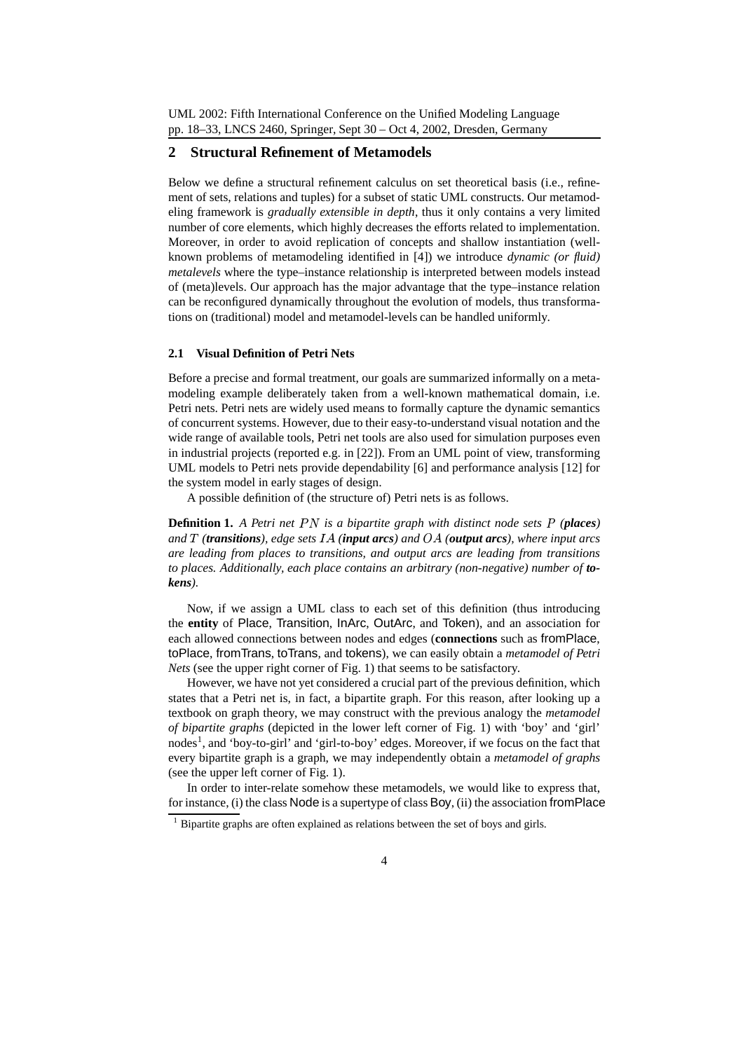## 2 Structural Refinement of Metamodels

Below we define a structural refinement calculus on set theoretical basis (i.e., refinement of sets, relations and tuples) for a subset of static UML constructs. Our metamodeling framework is *gradually extensible in depth*, thus it only contains a very limited number of core elements, which highly decreases the efforts related to implementation. Moreover, in order to avoid replication of concepts and shallow instantiation (well-known problems of metamodeling identified in [4]) we introduce *dynamic (or fluid) metalevels* where the type–instance relationship is interpreted between models instead of (meta)levels. Our approach has the major advantage that the type–instance relation can be reconfigured dynamically throughout the evolution of models, thus transformations on (traditional) model and metamodel-levels can be handled uniformly.

### 2.1 Visual Definition of Petri Nets

Before a precise and formal treatment, our goals are summarized informally on a metamodeling example deliberately taken from a well-known mathematical domain, i.e. Petri nets. Petri nets are widely used means to formally capture the dynamic semantics of concurrent systems. However, due to their easy-to-understand visual notation and the wide range of available tools, Petri net tools are also used for simulation purposes even in industrial projects (reported e.g. in [22]). From an UML point of view, transforming UML models to Petri nets provide dependability [6] and performance analysis [12] for the system model in early stages of design.

A possible definition of (the structure of) Petri nets is as follows.

**Definition 1.** *A Petri net $PN$ is a bipartite graph with distinct node sets $P$ (**places**) and $T$ (**transitions**), edge sets $IA$ (**input arcs**) and $OA$ (**output arcs**), where input arcs are leading from places to transitions, and output arcs are leading from transitions to places. Additionally, each place contains an arbitrary (non-negative) number of **tokens**).*

Now, if we assign a UML class to each set of this definition (thus introducing the **entity** of Place, Transition, InArc, OutArc, and Token), and an association for each allowed connections between nodes and edges (**connections** such as fromPlace, toPlace, fromTrans, toTrans, and tokens), we can easily obtain a *metamodel of Petri Nets* (see the upper right corner of Fig. 1) that seems to be satisfactory.

However, we have not yet considered a crucial part of the previous definition, which states that a Petri net is, in fact, a bipartite graph. For this reason, after looking up a textbook on graph theory, we may construct with the previous analogy the *metamodel of bipartite graphs* (depicted in the lower left corner of Fig. 1) with 'boy' and 'girl' nodes[1], and 'boy-to-girl' and 'girl-to-boy' edges. Moreover, if we focus on the fact that every bipartite graph is a graph, we may independently obtain a *metamodel of graphs* (see the upper left corner of Fig. 1).

In order to inter-relate somehow these metamodels, we would like to express that, for instance, (i) the class Node is a supertype of class Boy, (ii) the association fromPlace

[1] Bipartite graphs are often explained as relations between the set of boys and girls.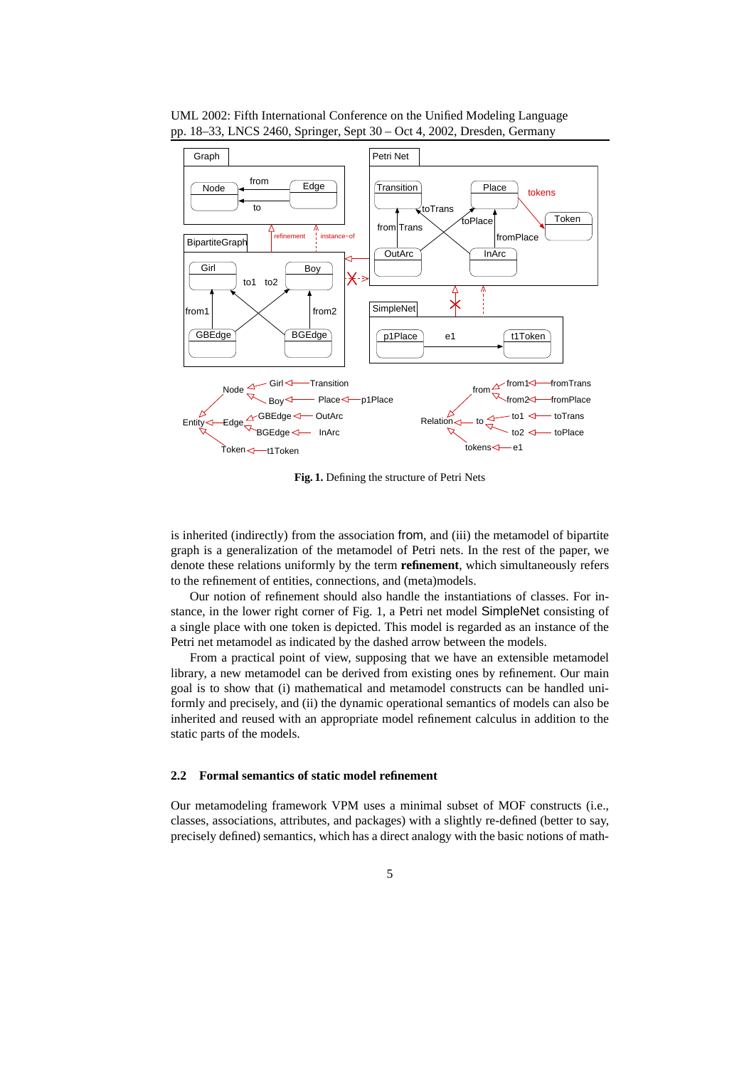**Fig. 1.** Defining the structure of Petri Nets

is inherited (indirectly) from the association from, and (iii) the metamodel of bipartite graph is a generalization of the metamodel of Petri nets. In the rest of the paper, we denote these relations uniformly by the term **refinement**, which simultaneously refers to the refinement of entities, connections, and (meta)models.

Our notion of refinement should also handle the instantiations of classes. For instance, in the lower right corner of Fig. 1, a Petri net model SimpleNet consisting of a single place with one token is depicted. This model is regarded as an instance of the Petri net metamodel as indicated by the dashed arrow between the models.

From a practical point of view, supposing that we have an extensible metamodel library, a new metamodel can be derived from existing ones by refinement. Our main goal is to show that (i) mathematical and metamodel constructs can be handled uniformly and precisely, and (ii) the dynamic operational semantics of models can also be inherited and reused with an appropriate model refinement calculus in addition to the static parts of the models.

### 2.2 Formal semantics of static model refinement

Our metamodeling framework VPM uses a minimal subset of MOF constructs (i.e., classes, associations, attributes, and packages) with a slightly re-defined (better to say, precisely defined) semantics, which has a direct analogy with the basic notions of math-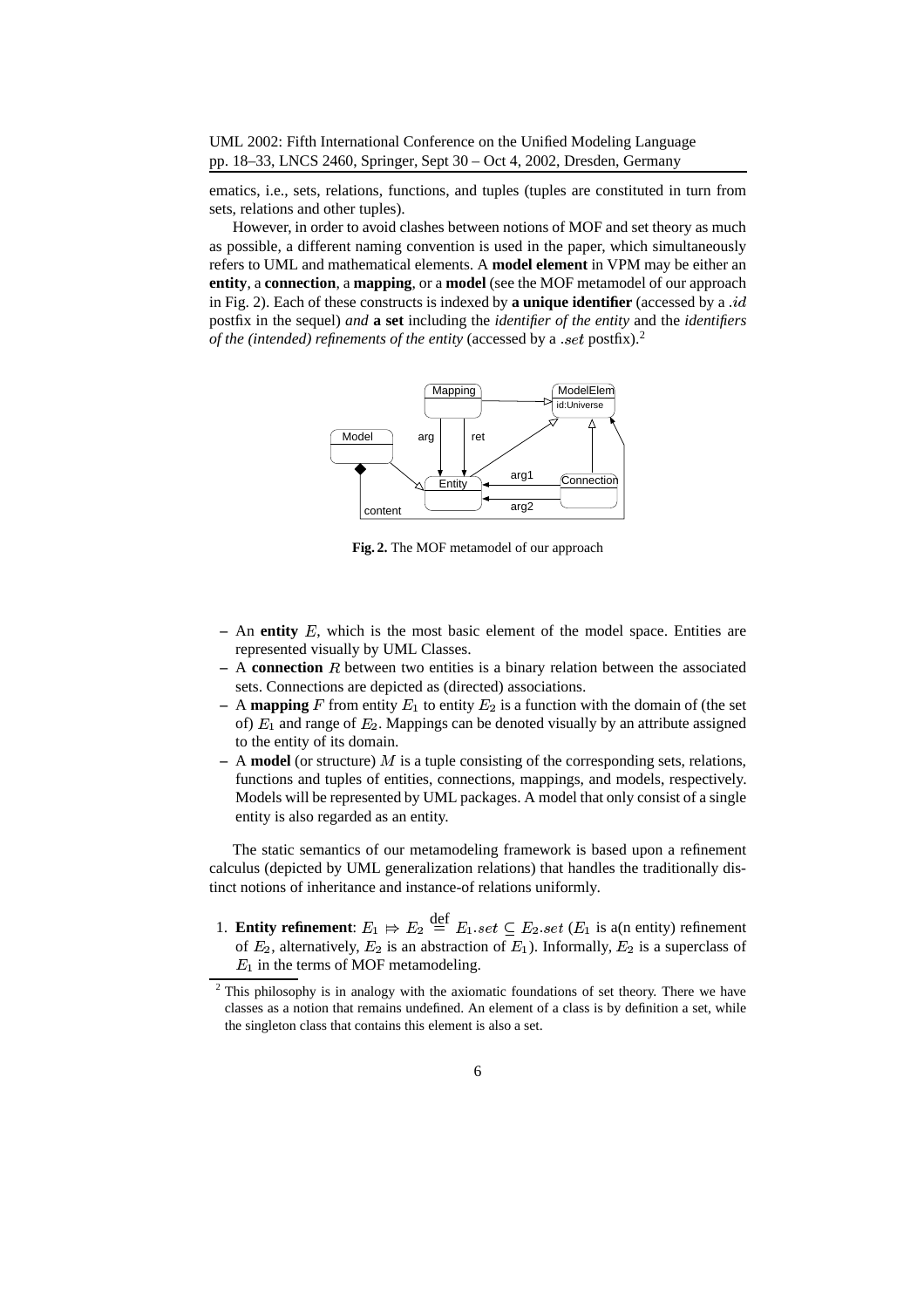ematics, i.e., sets, relations, functions, and tuples (tuples are constituted in turn from sets, relations and other tuples).

However, in order to avoid clashes between notions of MOF and set theory as much as possible, a different naming convention is used in the paper, which simultaneously refers to UML and mathematical elements. A **model element** in VPM may be either an **entity**, a **connection**, a **mapping**, or a **model** (see the MOF metamodel of our approach in Fig. 2). Each of these constructs is indexed by **a unique identifier** (accessed by a $.id$ postfix in the sequel) *and* **a set** including the *identifier of the entity* and the *identifiers of the (intended) refinements of the entity* (accessed by a $.set$ postfix).[2]

**Fig. 2.** The MOF metamodel of our approach

- An **entity** $E$, which is the most basic element of the model space. Entities are represented visually by UML Classes.
- A **connection** $R$ between two entities is a binary relation between the associated sets. Connections are depicted as (directed) associations.
- A **mapping** $F$ from entity $E_1$ to entity $E_2$ is a function with the domain of (the set of) $E_1$ and range of $E_2$. Mappings can be denoted visually by an attribute assigned to the entity of its domain.
- A **model** (or structure) $M$ is a tuple consisting of the corresponding sets, relations, functions and tuples of entities, connections, mappings, and models, respectively. Models will be represented by UML packages. A model that only consist of a single entity is also regarded as an entity.

The static semantics of our metamodeling framework is based upon a refinement calculus (depicted by UML generalization relations) that handles the traditionally distinct notions of inheritance and instance-of relations uniformly.

1. **Entity refinement**: $E_1 \Rrightarrow E_2 \stackrel{\text{def}}{=} E_1.set \subseteq E_2.set$ ($E_1$ is a(n entity) refinement of $E_2$, alternatively, $E_2$ is an abstraction of $E_1$). Informally, $E_2$ is a superclass of $E_1$ in the terms of MOF metamodeling.

[2] This philosophy is in analogy with the axiomatic foundations of set theory. There we have classes as a notion that remains undefined. An element of a class is by definition a set, while the singleton class that contains this element is also a set.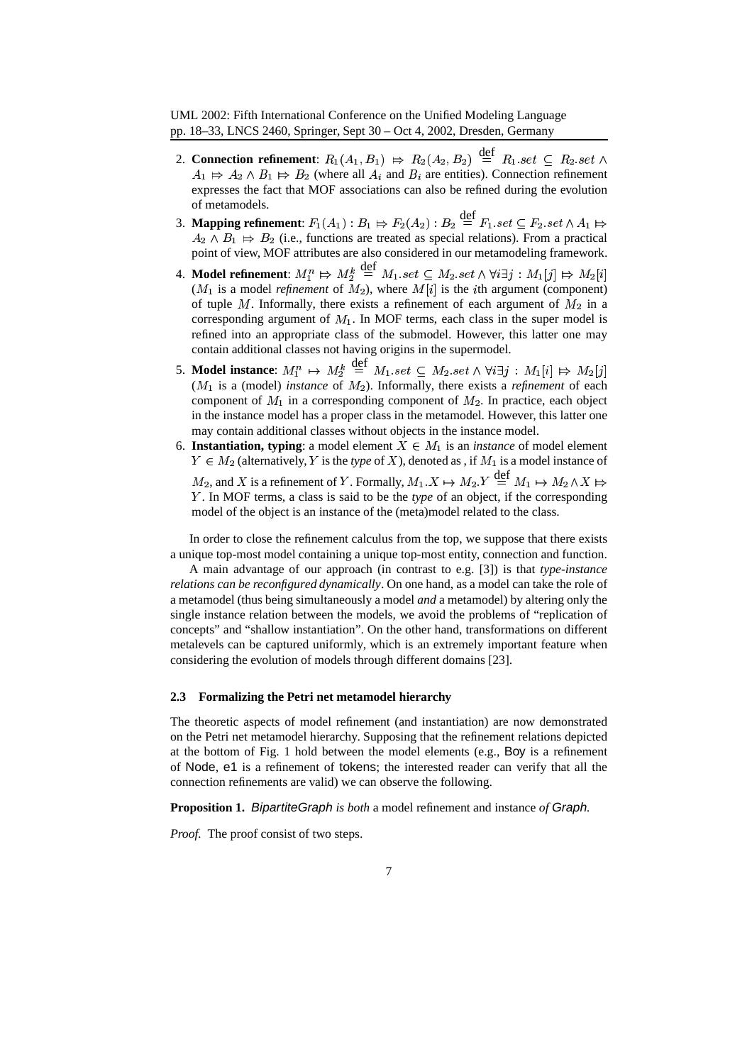2. **Connection refinement**: $R_1(A_1, B_1) \Rightarrow R_2(A_2, B_2) \stackrel{\text{def}}{=} R_1.set \subseteq R_2.set \wedge A_1 \Rightarrow A_2 \wedge B_1 \Rightarrow B_2$ (where all $A_i$ and $B_i$ are entities). Connection refinement expresses the fact that MOF associations can also be refined during the evolution of metamodels.
3. **Mapping refinement**: $F_1(A_1) : B_1 \Rightarrow F_2(A_2) : B_2 \stackrel{\text{def}}{=} F_1.set \subseteq F_2.set \wedge A_1 \Rightarrow A_2 \wedge B_1 \Rightarrow B_2$ (i.e., functions are treated as special relations). From a practical point of view, MOF attributes are also considered in our metamodeling framework.
4. **Model refinement**: $M_1^n \Rightarrow M_2^k \stackrel{\text{def}}{=} M_1.set \subseteq M_2.set \wedge \forall i \exists j : M_1[j] \Rightarrow M_2[i]$ ($M_1$ is a model *refinement* of $M_2$), where $M[i]$ is the $i$th argument (component) of tuple $M$. Informally, there exists a refinement of each argument of $M_2$ in a corresponding argument of $M_1$. In MOF terms, each class in the super model is refined into an appropriate class of the submodel. However, this latter one may contain additional classes not having origins in the supermodel.
5. **Model instance**: $M_1^n \mapsto M_2^k \stackrel{\text{def}}{=} M_1.set \subseteq M_2.set \wedge \forall i \exists j : M_1[i] \Rightarrow M_2[j]$ ($M_1$ is a (model) *instance* of $M_2$). Informally, there exists a *refinement* of each component of $M_1$ in a corresponding component of $M_2$. In practice, each object in the instance model has a proper class in the metamodel. However, this latter one may contain additional classes without objects in the instance model.
6. **Instantiation, typing**: a model element $X \in M_1$ is an *instance* of model element $Y \in M_2$ (alternatively, $Y$ is the *type* of $X$), denoted as , if $M_1$ is a model instance of $M_2$, and $X$ is a refinement of $Y$. Formally, $M_1.X \mapsto M_2.Y \stackrel{\text{def}}{=} M_1 \mapsto M_2 \wedge X \Rightarrow Y$. In MOF terms, a class is said to be the *type* of an object, if the corresponding model of the object is an instance of the (meta)model related to the class.

In order to close the refinement calculus from the top, we suppose that there exists a unique top-most model containing a unique top-most entity, connection and function.

A main advantage of our approach (in contrast to e.g. [3]) is that *type-instance relations can be reconfigured dynamically*. On one hand, as a model can take the role of a metamodel (thus being simultaneously a model *and* a metamodel) by altering only the single instance relation between the models, we avoid the problems of "replication of concepts" and "shallow instantiation". On the other hand, transformations on different metalevels can be captured uniformly, which is an extremely important feature when considering the evolution of models through different domains [23].

### 2.3 Formalizing the Petri net metamodel hierarchy

The theoretic aspects of model refinement (and instantiation) are now demonstrated on the Petri net metamodel hierarchy. Supposing that the refinement relations depicted at the bottom of Fig. 1 hold between the model elements (e.g., Boy is a refinement of Node, e1 is a refinement of tokens; the interested reader can verify that all the connection refinements are valid) we can observe the following.

**Proposition 1.** *BipartiteGraph is both* a model refinement and instance *of Graph.*

*Proof.* The proof consist of two steps.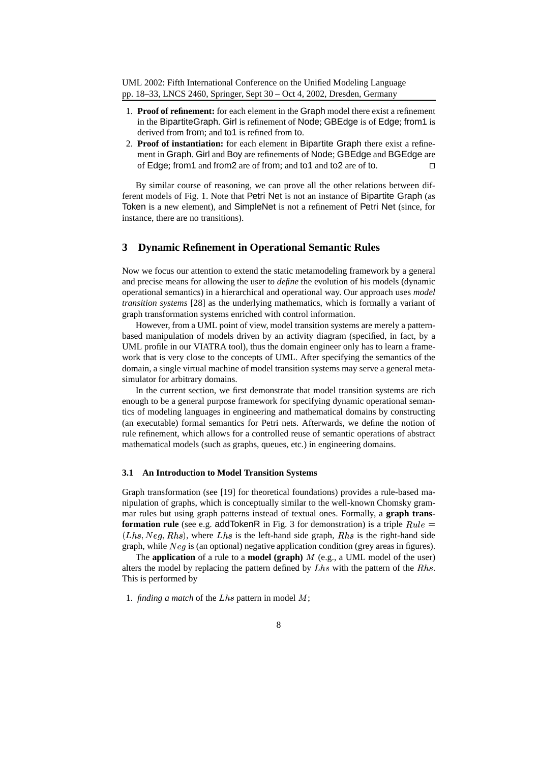1. **Proof of refinement:** for each element in the Graph model there exist a refinement in the BipartiteGraph. Girl is refinement of Node; GBEdge is of Edge; from1 is derived from from; and to1 is refined from to.
2. **Proof of instantiation:** for each element in Bipartite Graph there exist a refinement in Graph. Girl and Boy are refinements of Node; GBEdge and BGEdge are of Edge; from1 and from2 are of from; and to1 and to2 are of to. □

By similar course of reasoning, we can prove all the other relations between different models of Fig. 1. Note that Petri Net is not an instance of Bipartite Graph (as Token is a new element), and SimpleNet is not a refinement of Petri Net (since, for instance, there are no transitions).

## 3 Dynamic Refinement in Operational Semantic Rules

Now we focus our attention to extend the static metamodeling framework by a general and precise means for allowing the user to *define* the evolution of his models (dynamic operational semantics) in a hierarchical and operational way. Our approach uses *model transition systems* [28] as the underlying mathematics, which is formally a variant of graph transformation systems enriched with control information.

However, from a UML point of view, model transition systems are merely a pattern-based manipulation of models driven by an activity diagram (specified, in fact, by a UML profile in our VIATRA tool), thus the domain engineer only has to learn a framework that is very close to the concepts of UML. After specifying the semantics of the domain, a single virtual machine of model transition systems may serve a general meta-simulator for arbitrary domains.

In the current section, we first demonstrate that model transition systems are rich enough to be a general purpose framework for specifying dynamic operational semantics of modeling languages in engineering and mathematical domains by constructing (an executable) formal semantics for Petri nets. Afterwards, we define the notion of rule refinement, which allows for a controlled reuse of semantic operations of abstract mathematical models (such as graphs, queues, etc.) in engineering domains.

### 3.1 An Introduction to Model Transition Systems

Graph transformation (see [19] for theoretical foundations) provides a rule-based manipulation of graphs, which is conceptually similar to the well-known Chomsky grammar rules but using graph patterns instead of textual ones. Formally, a **graph transformation rule** (see e.g. addTokenR in Fig. 3 for demonstration) is a triple $Rule = (Lhs, Neg, Rhs)$, where $Lhs$ is the left-hand side graph, $Rhs$ is the right-hand side graph, while $Neg$ is (an optional) negative application condition (grey areas in figures).

The **application** of a rule to a **model (graph)** $M$ (e.g., a UML model of the user) alters the model by replacing the pattern defined by $Lhs$ with the pattern of the $Rhs$. This is performed by

1. *finding a match* of the $Lhs$ pattern in model $M$;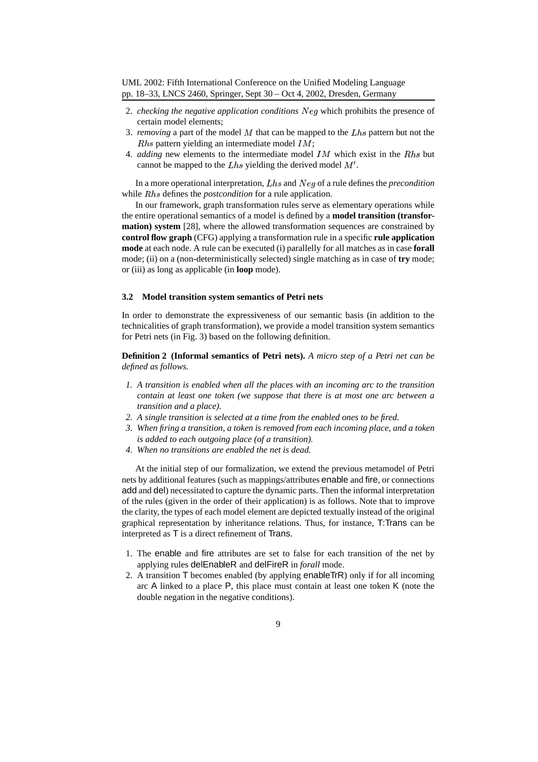2. *checking the negative application conditions* $Neg$ which prohibits the presence of certain model elements;
3. *removing* a part of the model $M$ that can be mapped to the $Lhs$ pattern but not the $Rhs$ pattern yielding an intermediate model $IM$;
4. *adding* new elements to the intermediate model $IM$ which exist in the $Rhs$ but cannot be mapped to the $Lhs$ yielding the derived model $M'$.

In a more operational interpretation, $Lhs$ and $Neg$ of a rule defines the *precondition* while $Rhs$ defines the *postcondition* for a rule application.

In our framework, graph transformation rules serve as elementary operations while the entire operational semantics of a model is defined by a **model transition (transformation) system** [28], where the allowed transformation sequences are constrained by **control flow graph** (CFG) applying a transformation rule in a specific **rule application mode** at each node. A rule can be executed (i) parallelly for all matches as in case **forall** mode; (ii) on a (non-deterministically selected) single matching as in case of **try** mode; or (iii) as long as applicable (in **loop** mode).

### 3.2 Model transition system semantics of Petri nets

In order to demonstrate the expressiveness of our semantic basis (in addition to the technicalities of graph transformation), we provide a model transition system semantics for Petri nets (in Fig. 3) based on the following definition.

**Definition 2 (Informal semantics of Petri nets).** *A micro step of a Petri net can be defined as follows.*

1. *A transition is enabled when all the places with an incoming arc to the transition contain at least one token (we suppose that there is at most one arc between a transition and a place).*
2. *A single transition is selected at a time from the enabled ones to be fired.*
3. *When firing a transition, a token is removed from each incoming place, and a token is added to each outgoing place (of a transition).*
4. *When no transitions are enabled the net is dead.*

At the initial step of our formalization, we extend the previous metamodel of Petri nets by additional features (such as mappings/attributes enable and fire, or connections add and del) necessitated to capture the dynamic parts. Then the informal interpretation of the rules (given in the order of their application) is as follows. Note that to improve the clarity, the types of each model element are depicted textually instead of the original graphical representation by inheritance relations. Thus, for instance, T:Trans can be interpreted as T is a direct refinement of Trans.

1. The enable and fire attributes are set to false for each transition of the net by applying rules delEnableR and delFireR in *forall* mode.
2. A transition T becomes enabled (by applying enableTrR) only if for all incoming arc A linked to a place P, this place must contain at least one token K (note the double negation in the negative conditions).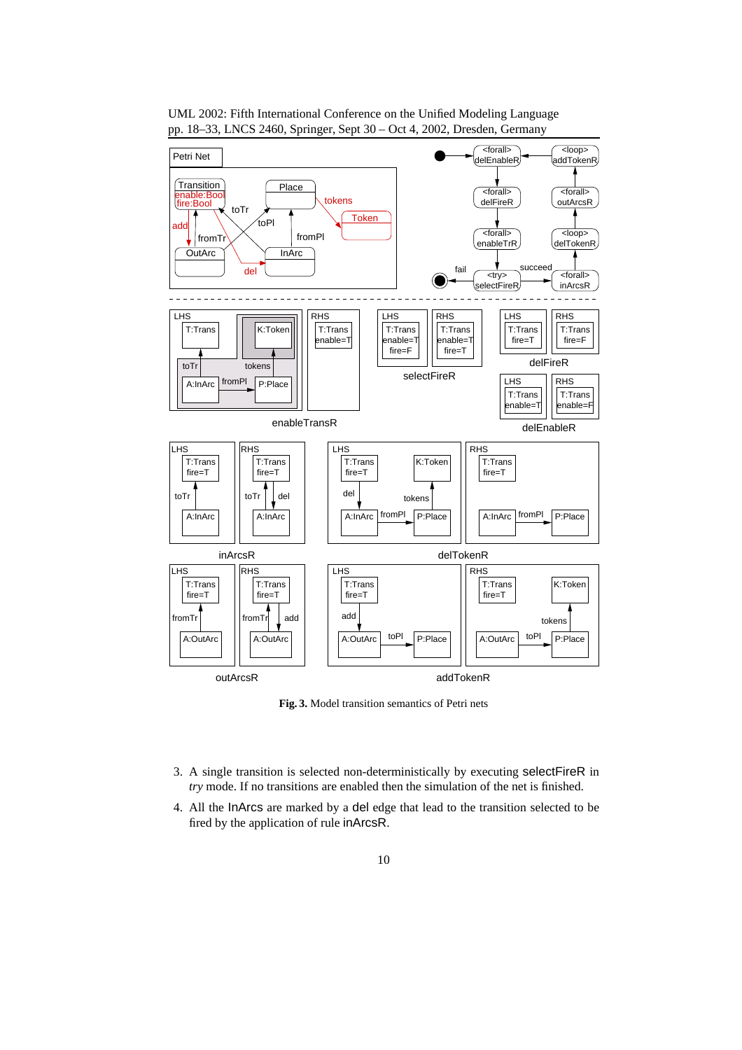**Fig. 3.** Model transition semantics of Petri nets

3. A single transition is selected non-deterministically by executing selectFireR in *try* mode. If no transitions are enabled then the simulation of the net is finished.
4. All the InArcs are marked by a del edge that lead to the transition selected to be fired by the application of rule inArcsR.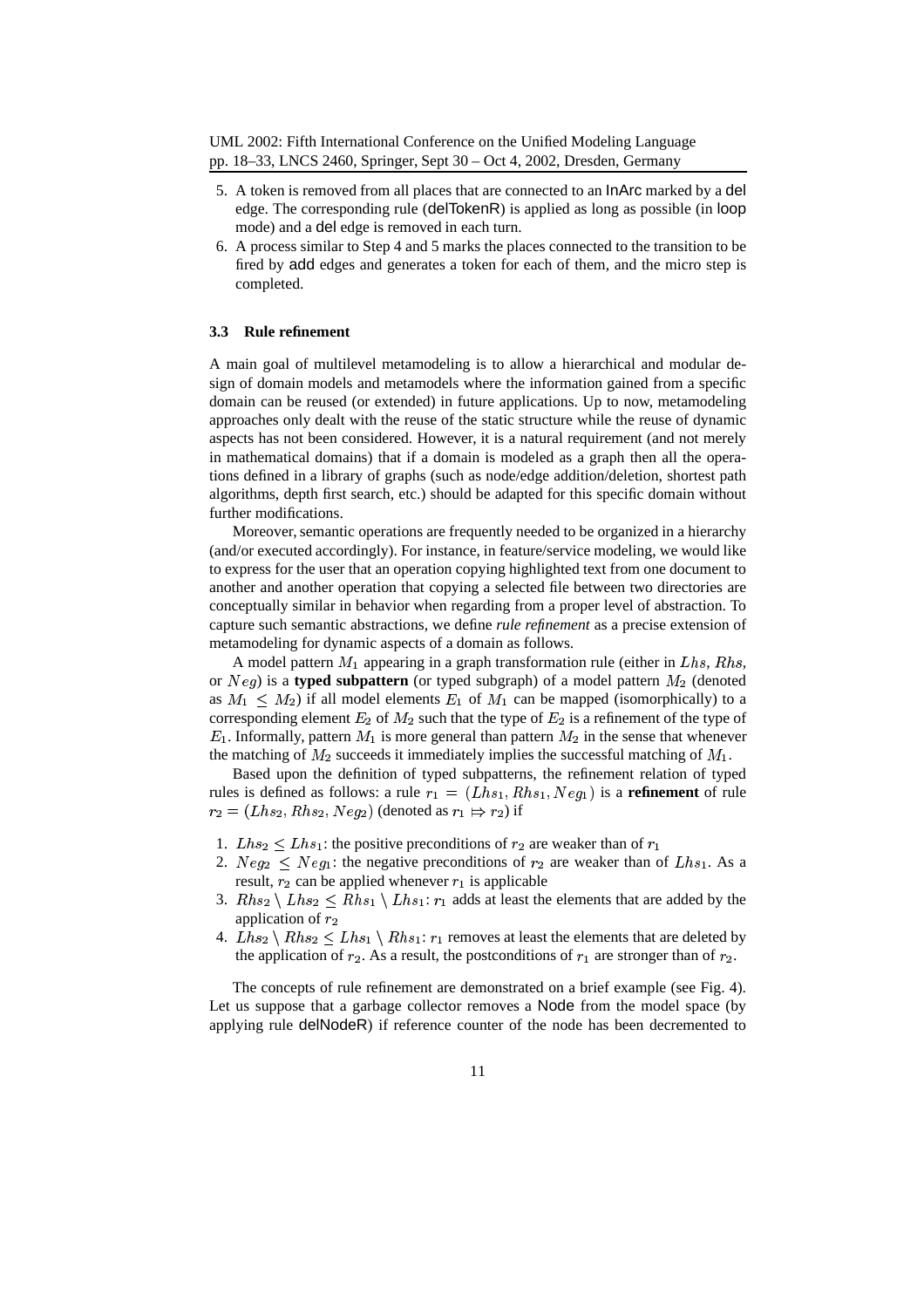5. A token is removed from all places that are connected to an InArc marked by a del edge. The corresponding rule (delTokenR) is applied as long as possible (in loop mode) and a del edge is removed in each turn.
6. A process similar to Step 4 and 5 marks the places connected to the transition to be fired by add edges and generates a token for each of them, and the micro step is completed.

### 3.3 Rule refinement

A main goal of multilevel metamodeling is to allow a hierarchical and modular design of domain models and metamodels where the information gained from a specific domain can be reused (or extended) in future applications. Up to now, metamodeling approaches only dealt with the reuse of the static structure while the reuse of dynamic aspects has not been considered. However, it is a natural requirement (and not merely in mathematical domains) that if a domain is modeled as a graph then all the operations defined in a library of graphs (such as node/edge addition/deletion, shortest path algorithms, depth first search, etc.) should be adapted for this specific domain without further modifications.

Moreover, semantic operations are frequently needed to be organized in a hierarchy (and/or executed accordingly). For instance, in feature/service modeling, we would like to express for the user that an operation copying highlighted text from one document to another and another operation that copying a selected file between two directories are conceptually similar in behavior when regarding from a proper level of abstraction. To capture such semantic abstractions, we define *rule refinement* as a precise extension of metamodeling for dynamic aspects of a domain as follows.

A model pattern $M_1$ appearing in a graph transformation rule (either in $Lhs$, $Rhs$, or $Neg$) is a **typed subpattern** (or typed subgraph) of a model pattern $M_2$ (denoted as $M_1 \leq M_2$) if all model elements $E_1$ of $M_1$ can be mapped (isomorphically) to a corresponding element $E_2$ of $M_2$ such that the type of $E_2$ is a refinement of the type of $E_1$. Informally, pattern $M_1$ is more general than pattern $M_2$ in the sense that whenever the matching of $M_2$ succeeds it immediately implies the successful matching of $M_1$.

Based upon the definition of typed subpatterns, the refinement relation of typed rules is defined as follows: a rule $r_1 = (Lhs_1, Rhs_1, Neg_1)$ is a **refinement** of rule $r_2 = (Lhs_2, Rhs_2, Neg_2)$ (denoted as $r_1 \Rightarrow r_2$) if

1. $Lhs_2 \leq Lhs_1$: the positive preconditions of $r_2$ are weaker than of $r_1$
2. $Neg_2 \leq Neg_1$: the negative preconditions of $r_2$ are weaker than of $Lhs_1$. As a result, $r_2$ can be applied whenever $r_1$ is applicable
3. $Rhs_2 \setminus Lhs_2 \leq Rhs_1 \setminus Lhs_1$: $r_1$ adds at least the elements that are added by the application of $r_2$
4. $Lhs_2 \setminus Rhs_2 \leq Lhs_1 \setminus Rhs_1$: $r_1$ removes at least the elements that are deleted by the application of $r_2$. As a result, the postconditions of $r_1$ are stronger than of $r_2$.

The concepts of rule refinement are demonstrated on a brief example (see Fig. 4). Let us suppose that a garbage collector removes a Node from the model space (by applying rule delNodeR) if reference counter of the node has been decremented to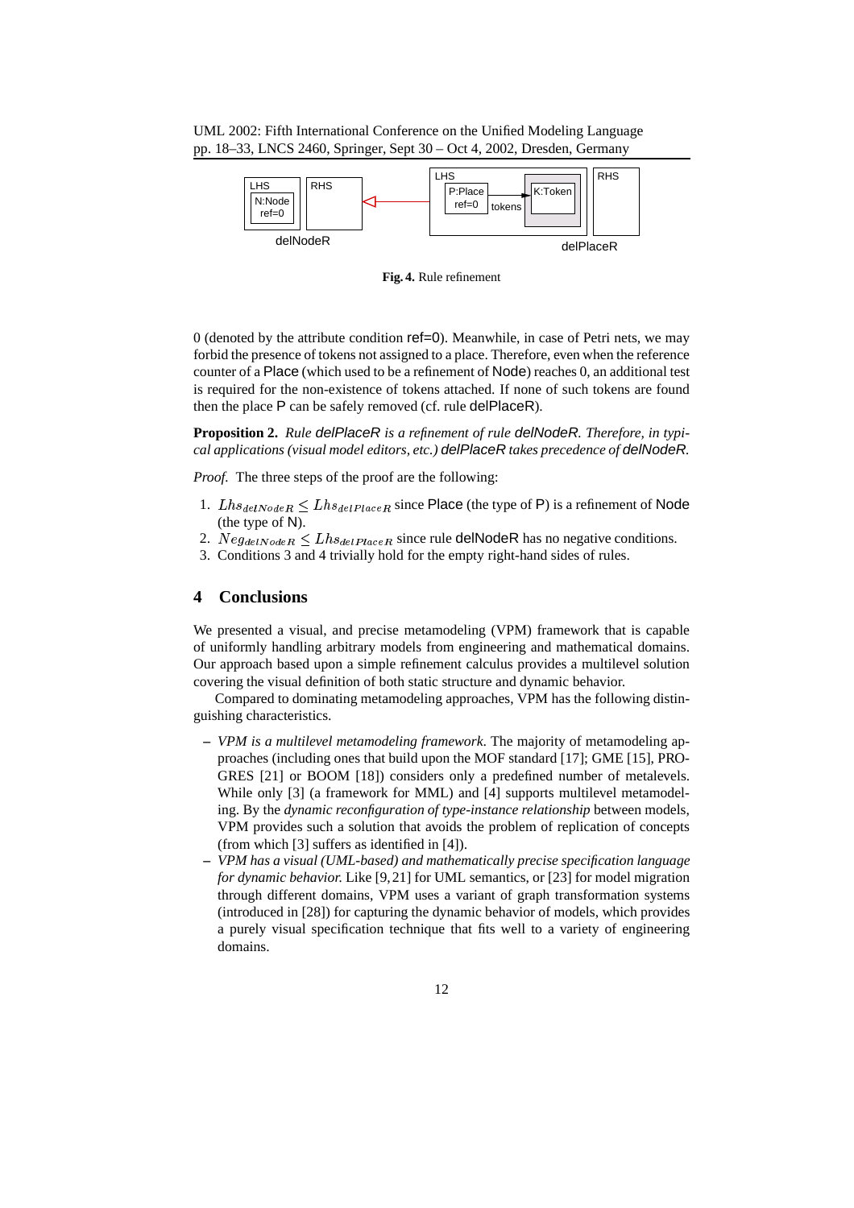**Fig. 4.** Rule refinement

0 (denoted by the attribute condition ref=0). Meanwhile, in case of Petri nets, we may forbid the presence of tokens not assigned to a place. Therefore, even when the reference counter of a Place (which used to be a refinement of Node) reaches 0, an additional test is required for the non-existence of tokens attached. If none of such tokens are found then the place P can be safely removed (cf. rule delPlaceR).

**Proposition 2.** *Rule delPlaceR is a refinement of rule delNodeR. Therefore, in typical applications (visual model editors, etc.) delPlaceR takes precedence of delNodeR.*

*Proof.* The three steps of the proof are the following:

1. $Lhs_{delNodeR} \leq Lhs_{delPlaceR}$ since Place (the type of P) is a refinement of Node (the type of N).
2. $Neg_{delNodeR} \leq Lhs_{delPlaceR}$ since rule delNodeR has no negative conditions.
3. Conditions 3 and 4 trivially hold for the empty right-hand sides of rules.

## 4 Conclusions

We presented a visual, and precise metamodeling (VPM) framework that is capable of uniformly handling arbitrary models from engineering and mathematical domains. Our approach based upon a simple refinement calculus provides a multilevel solution covering the visual definition of both static structure and dynamic behavior.

Compared to dominating metamodeling approaches, VPM has the following distinguishing characteristics.

- *VPM is a multilevel metamodeling framework*. The majority of metamodeling approaches (including ones that build upon the MOF standard [17]; GME [15], PROGRES [21] or BOOM [18]) considers only a predefined number of metalevels. While only [3] (a framework for MML) and [4] supports multilevel metamodeling. By the *dynamic reconfiguration of type-instance relationship* between models, VPM provides such a solution that avoids the problem of replication of concepts (from which [3] suffers as identified in [4]).
- *VPM has a visual (UML-based) and mathematically precise specification language for dynamic behavior.* Like [9, 21] for UML semantics, or [23] for model migration through different domains, VPM uses a variant of graph transformation systems (introduced in [28]) for capturing the dynamic behavior of models, which provides a purely visual specification technique that fits well to a variety of engineering domains.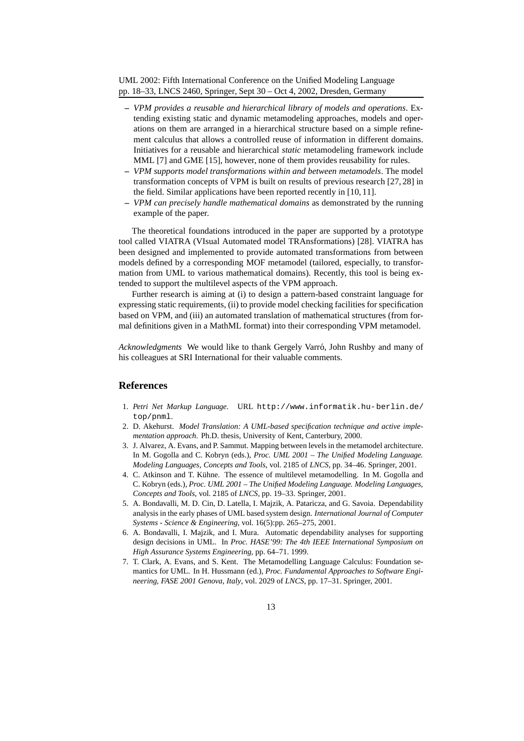– *VPM provides a reusable and hierarchical library of models and operations*. Extending existing static and dynamic metamodeling approaches, models and operations on them are arranged in a hierarchical structure based on a simple refinement calculus that allows a controlled reuse of information in different domains. Initiatives for a reusable and hierarchical *static* metamodeling framework include MML [7] and GME [15], however, none of them provides reusability for rules.
– *VPM supports model transformations within and between metamodels*. The model transformation concepts of VPM is built on results of previous research [27, 28] in the field. Similar applications have been reported recently in [10, 11].
– *VPM can precisely handle mathematical domains* as demonstrated by the running example of the paper.

The theoretical foundations introduced in the paper are supported by a prototype tool called VIATRA (VIsual Automated model TRAnsformations) [28]. VIATRA has been designed and implemented to provide automated transformations from between models defined by a corresponding MOF metamodel (tailored, especially, to transformation from UML to various mathematical domains). Recently, this tool is being extended to support the multilevel aspects of the VPM approach.

Further research is aiming at (i) to design a pattern-based constraint language for expressing static requirements, (ii) to provide model checking facilities for specification based on VPM, and (iii) an automated translation of mathematical structures (from formal definitions given in a MathML format) into their corresponding VPM metamodel.

*Acknowledgments* We would like to thank Gergely Varró, John Rushby and many of his colleagues at SRI International for their valuable comments.

## References

1. *Petri Net Markup Language*. URL http://www.informatik.hu-berlin.de/top/pnml.
2. D. Akehurst. *Model Translation: A UML-based specification technique and active implementation approach*. Ph.D. thesis, University of Kent, Canterbury, 2000.
3. J. Alvarez, A. Evans, and P. Sammut. Mapping between levels in the metamodel architecture. In M. Gogolla and C. Kobryn (eds.), *Proc. UML 2001 – The Unified Modeling Language. Modeling Languages, Concepts and Tools*, vol. 2185 of *LNCS*, pp. 34–46. Springer, 2001.
4. C. Atkinson and T. Kühne. The essence of multilevel metamodelling. In M. Gogolla and C. Kobryn (eds.), *Proc. UML 2001 – The Unified Modeling Language. Modeling Languages, Concepts and Tools*, vol. 2185 of *LNCS*, pp. 19–33. Springer, 2001.
5. A. Bondavalli, M. D. Cin, D. Latella, I. Majzik, A. Pataricza, and G. Savoia. Dependability analysis in the early phases of UML based system design. *International Journal of Computer Systems - Science & Engineering*, vol. 16(5):pp. 265–275, 2001.
6. A. Bondavalli, I. Majzik, and I. Mura. Automatic dependability analyses for supporting design decisions in UML. In *Proc. HASE'99: The 4th IEEE International Symposium on High Assurance Systems Engineering*, pp. 64–71. 1999.
7. T. Clark, A. Evans, and S. Kent. The Metamodelling Language Calculus: Foundation semantics for UML. In H. Hussmann (ed.), *Proc. Fundamental Approaches to Software Engineering, FASE 2001 Genova, Italy*, vol. 2029 of *LNCS*, pp. 17–31. Springer, 2001.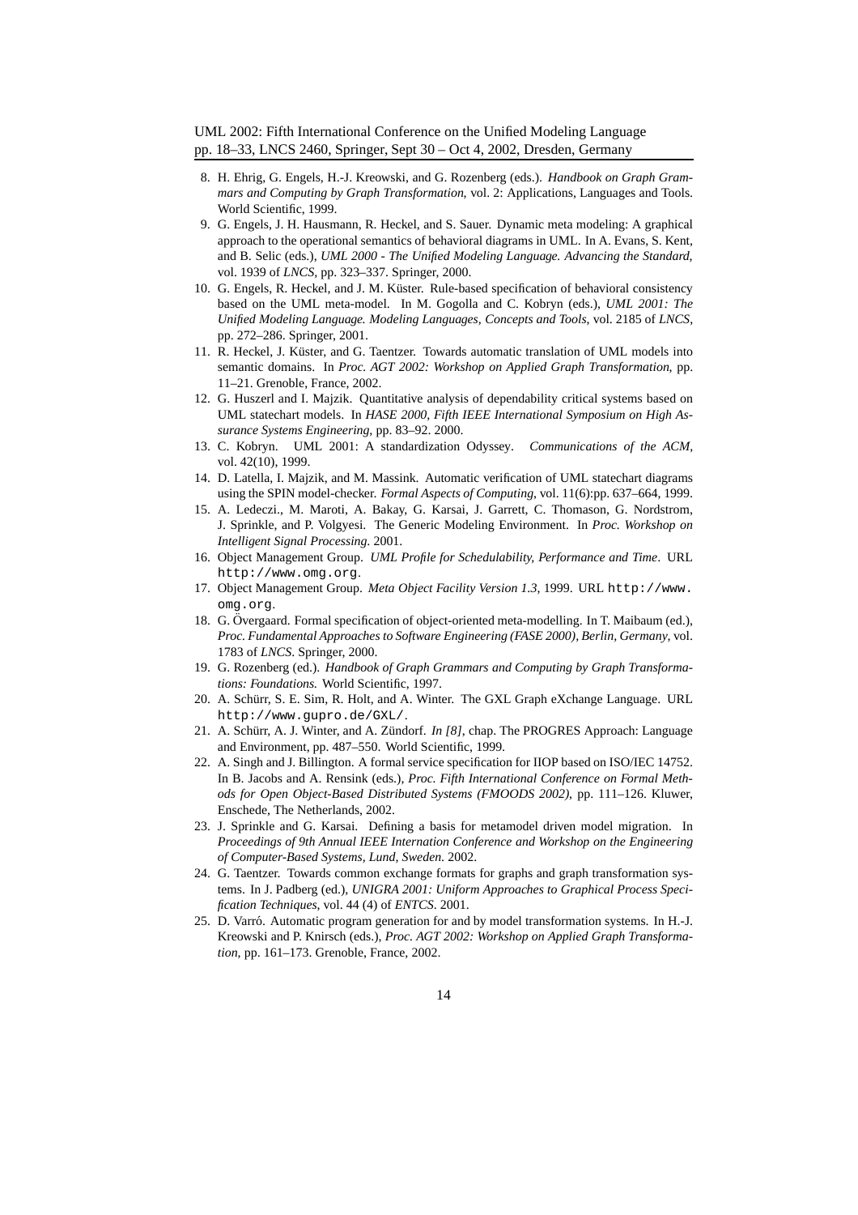8. H. Ehrig, G. Engels, H.-J. Kreowski, and G. Rozenberg (eds.). *Handbook on Graph Grammars and Computing by Graph Transformation*, vol. 2: Applications, Languages and Tools. World Scientific, 1999.
9. G. Engels, J. H. Hausmann, R. Heckel, and S. Sauer. Dynamic meta modeling: A graphical approach to the operational semantics of behavioral diagrams in UML. In A. Evans, S. Kent, and B. Selic (eds.), *UML 2000 - The Unified Modeling Language. Advancing the Standard*, vol. 1939 of *LNCS*, pp. 323–337. Springer, 2000.
10. G. Engels, R. Heckel, and J. M. Küster. Rule-based specification of behavioral consistency based on the UML meta-model. In M. Gogolla and C. Kobryn (eds.), *UML 2001: The Unified Modeling Language. Modeling Languages, Concepts and Tools*, vol. 2185 of *LNCS*, pp. 272–286. Springer, 2001.
11. R. Heckel, J. Küster, and G. Taentzer. Towards automatic translation of UML models into semantic domains. In *Proc. AGT 2002: Workshop on Applied Graph Transformation*, pp. 11–21. Grenoble, France, 2002.
12. G. Huszerl and I. Majzik. Quantitative analysis of dependability critical systems based on UML statechart models. In *HASE 2000, Fifth IEEE International Symposium on High Assurance Systems Engineering*, pp. 83–92. 2000.
13. C. Kobryn. UML 2001: A standardization Odyssey. *Communications of the ACM*, vol. 42(10), 1999.
14. D. Latella, I. Majzik, and M. Massink. Automatic verification of UML statechart diagrams using the SPIN model-checker. *Formal Aspects of Computing*, vol. 11(6):pp. 637–664, 1999.
15. A. Ledeczi., M. Maroti, A. Bakay, G. Karsai, J. Garrett, C. Thomason, G. Nordstrom, J. Sprinkle, and P. Volgyesi. The Generic Modeling Environment. In *Proc. Workshop on Intelligent Signal Processing*. 2001.
16. Object Management Group. *UML Profile for Schedulability, Performance and Time*. URL `http://www.omg.org`.
17. Object Management Group. *Meta Object Facility Version 1.3*, 1999. URL `http://www.omg.org`.
18. G. Övergaard. Formal specification of object-oriented meta-modelling. In T. Maibaum (ed.), *Proc. Fundamental Approaches to Software Engineering (FASE 2000), Berlin, Germany*, vol. 1783 of *LNCS*. Springer, 2000.
19. G. Rozenberg (ed.). *Handbook of Graph Grammars and Computing by Graph Transformations: Foundations*. World Scientific, 1997.
20. A. Schürr, S. E. Sim, R. Holt, and A. Winter. The GXL Graph eXchange Language. URL `http://www.gupro.de/GXL/`.
21. A. Schürr, A. J. Winter, and A. Zündorf. *In [8]*, chap. The PROGRES Approach: Language and Environment, pp. 487–550. World Scientific, 1999.
22. A. Singh and J. Billington. A formal service specification for IIOP based on ISO/IEC 14752. In B. Jacobs and A. Rensink (eds.), *Proc. Fifth International Conference on Formal Methods for Open Object-Based Distributed Systems (FMOODS 2002)*, pp. 111–126. Kluwer, Enschede, The Netherlands, 2002.
23. J. Sprinkle and G. Karsai. Defining a basis for metamodel driven model migration. In *Proceedings of 9th Annual IEEE Internation Conference and Workshop on the Engineering of Computer-Based Systems, Lund, Sweden*. 2002.
24. G. Taentzer. Towards common exchange formats for graphs and graph transformation systems. In J. Padberg (ed.), *UNIGRA 2001: Uniform Approaches to Graphical Process Specification Techniques*, vol. 44 (4) of *ENTCS*. 2001.
25. D. Varró. Automatic program generation for and by model transformation systems. In H.-J. Kreowski and P. Knirsch (eds.), *Proc. AGT 2002: Workshop on Applied Graph Transformation*, pp. 161–173. Grenoble, France, 2002.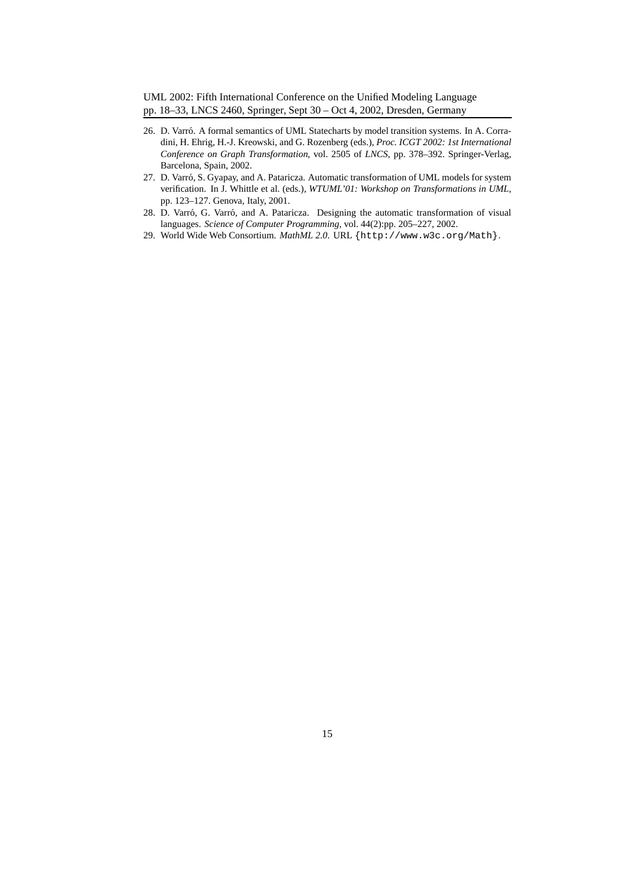26. D. Varró. A formal semantics of UML Statecharts by model transition systems. In A. Corradini, H. Ehrig, H.-J. Kreowski, and G. Rozenberg (eds.), *Proc. ICGT 2002: 1st International Conference on Graph Transformation*, vol. 2505 of *LNCS*, pp. 378–392. Springer-Verlag, Barcelona, Spain, 2002.
27. D. Varró, S. Gyapay, and A. Pataricza. Automatic transformation of UML models for system verification. In J. Whittle et al. (eds.), *WTUML'01: Workshop on Transformations in UML*, pp. 123–127. Genova, Italy, 2001.
28. D. Varró, G. Varró, and A. Pataricza. Designing the automatic transformation of visual languages. *Science of Computer Programming*, vol. 44(2):pp. 205–227, 2002.
29. World Wide Web Consortium. *MathML 2.0*. URL {`http://www.w3c.org/Math`}.